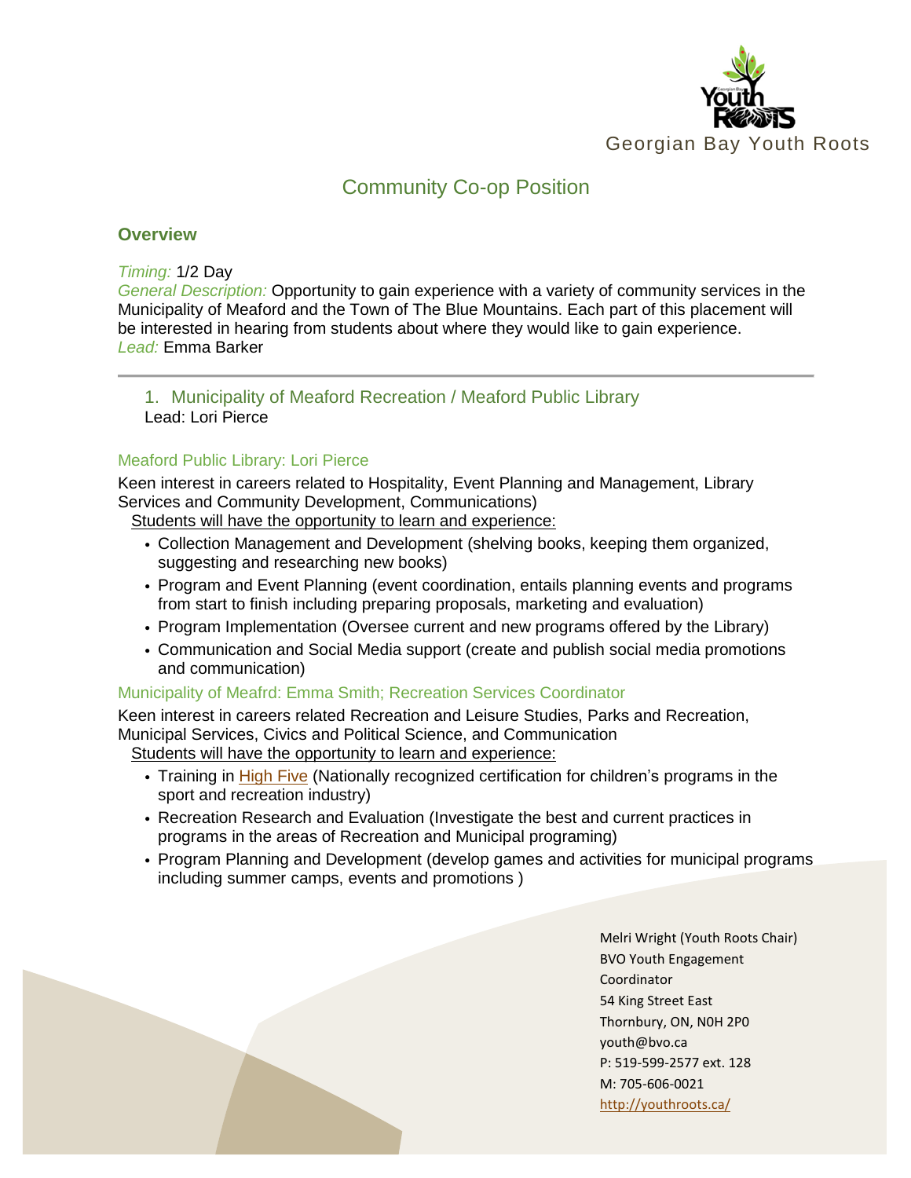Georgian Bay Youth Roots

# Community Co-op Position

## Overview

*Timing:* 1/2 Day
*General Description:* Opportunity to gain experience with a variety of community services in the Municipality of Meaford and the Town of The Blue Mountains. Each part of this placement will be interested in hearing from students about where they would like to gain experience.
*Lead:* Emma Barker

---

### 1. Municipality of Meaford Recreation / Meaford Public Library

Lead: Lori Pierce

#### Meaford Public Library: Lori Pierce

Keen interest in careers related to Hospitality, Event Planning and Management, Library Services and Community Development, Communications)

Students will have the opportunity to learn and experience:

- Collection Management and Development (shelving books, keeping them organized, suggesting and researching new books)
- Program and Event Planning (event coordination, entails planning events and programs from start to finish including preparing proposals, marketing and evaluation)
- Program Implementation (Oversee current and new programs offered by the Library)
- Communication and Social Media support (create and publish social media promotions and communication)

#### Municipality of Meafrd: Emma Smith; Recreation Services Coordinator

Keen interest in careers related Recreation and Leisure Studies, Parks and Recreation, Municipal Services, Civics and Political Science, and Communication

Students will have the opportunity to learn and experience:

- Training in High Five (Nationally recognized certification for children's programs in the sport and recreation industry)
- Recreation Research and Evaluation (Investigate the best and current practices in programs in the areas of Recreation and Municipal programing)
- Program Planning and Development (develop games and activities for municipal programs including summer camps, events and promotions )

Melri Wright (Youth Roots Chair)
BVO Youth Engagement Coordinator
54 King Street East
Thornbury, ON, N0H 2P0
youth@bvo.ca
P: 519-599-2577 ext. 128
M: 705-606-0021
http://youthroots.ca/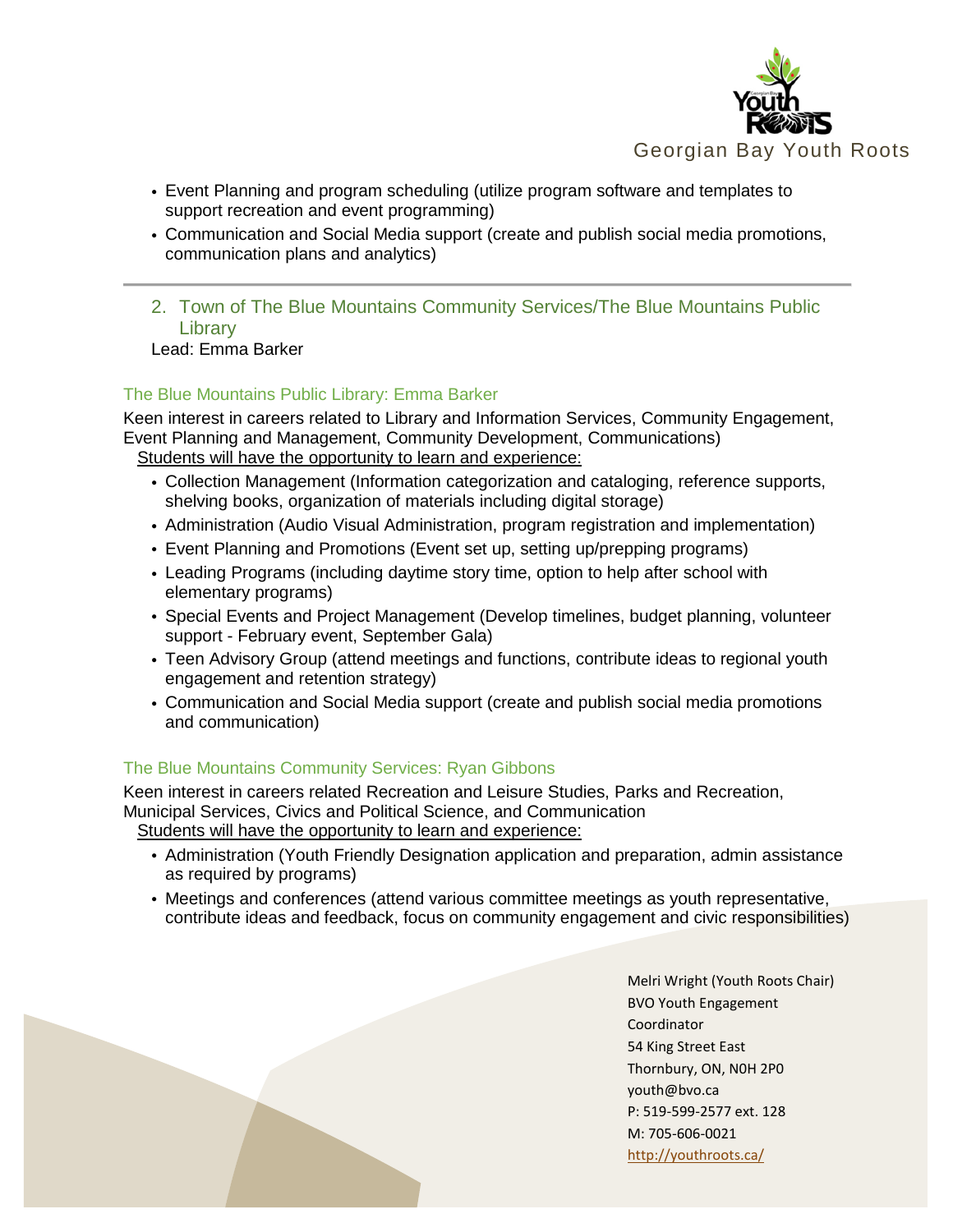- Event Planning and program scheduling (utilize program software and templates to support recreation and event programming)
- Communication and Social Media support (create and publish social media promotions, communication plans and analytics)

---

## 2. Town of The Blue Mountains Community Services/The Blue Mountains Public Library

Lead: Emma Barker

### The Blue Mountains Public Library: Emma Barker

Keen interest in careers related to Library and Information Services, Community Engagement, Event Planning and Management, Community Development, Communications)

Students will have the opportunity to learn and experience:

- Collection Management (Information categorization and cataloging, reference supports, shelving books, organization of materials including digital storage)
- Administration (Audio Visual Administration, program registration and implementation)
- Event Planning and Promotions (Event set up, setting up/prepping programs)
- Leading Programs (including daytime story time, option to help after school with elementary programs)
- Special Events and Project Management (Develop timelines, budget planning, volunteer support - February event, September Gala)
- Teen Advisory Group (attend meetings and functions, contribute ideas to regional youth engagement and retention strategy)
- Communication and Social Media support (create and publish social media promotions and communication)

### The Blue Mountains Community Services: Ryan Gibbons

Keen interest in careers related Recreation and Leisure Studies, Parks and Recreation, Municipal Services, Civics and Political Science, and Communication

Students will have the opportunity to learn and experience:

- Administration (Youth Friendly Designation application and preparation, admin assistance as required by programs)
- Meetings and conferences (attend various committee meetings as youth representative, contribute ideas and feedback, focus on community engagement and civic responsibilities)

Melri Wright (Youth Roots Chair)
BVO Youth Engagement Coordinator
54 King Street East
Thornbury, ON, N0H 2P0
youth@bvo.ca
P: 519-599-2577 ext. 128
M: 705-606-0021
http://youthroots.ca/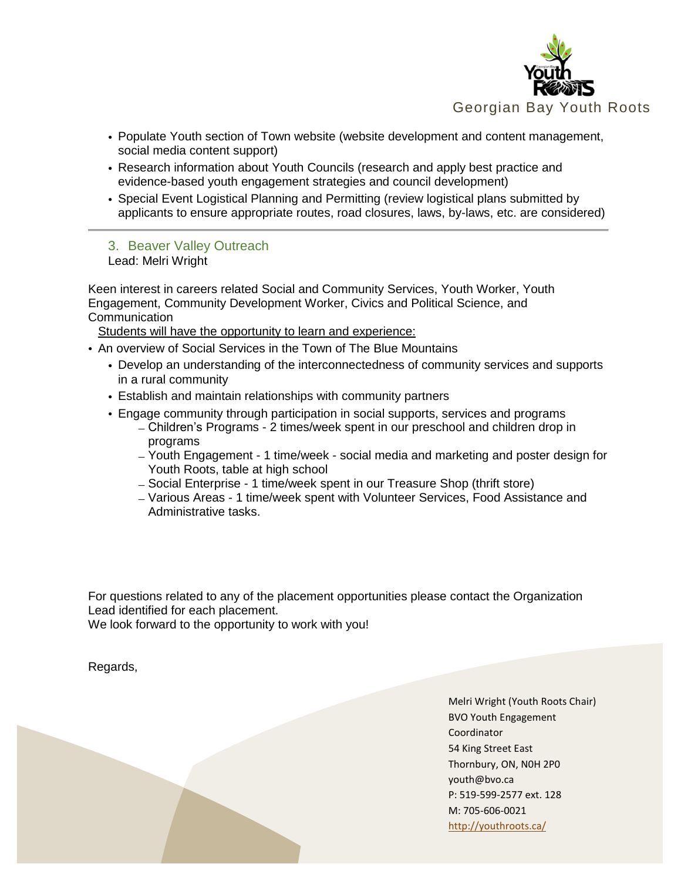- Populate Youth section of Town website (website development and content management, social media content support)
- Research information about Youth Councils (research and apply best practice and evidence-based youth engagement strategies and council development)
- Special Event Logistical Planning and Permitting (review logistical plans submitted by applicants to ensure appropriate routes, road closures, laws, by-laws, etc. are considered)

---

### 3. Beaver Valley Outreach

Lead: Melri Wright

Keen interest in careers related Social and Community Services, Youth Worker, Youth Engagement, Community Development Worker, Civics and Political Science, and Communication

Students will have the opportunity to learn and experience:

- An overview of Social Services in the Town of The Blue Mountains
  - Develop an understanding of the interconnectedness of community services and supports in a rural community
  - Establish and maintain relationships with community partners
  - Engage community through participation in social supports, services and programs
    - Children's Programs - 2 times/week spent in our preschool and children drop in programs
    - Youth Engagement - 1 time/week - social media and marketing and poster design for Youth Roots, table at high school
    - Social Enterprise - 1 time/week spent in our Treasure Shop (thrift store)
    - Various Areas - 1 time/week spent with Volunteer Services, Food Assistance and Administrative tasks.

For questions related to any of the placement opportunities please contact the Organization Lead identified for each placement.
We look forward to the opportunity to work with you!

Regards,

Melri Wright (Youth Roots Chair)
BVO Youth Engagement Coordinator
54 King Street East
Thornbury, ON, N0H 2P0
youth@bvo.ca
P: 519-599-2577 ext. 128
M: 705-606-0021
http://youthroots.ca/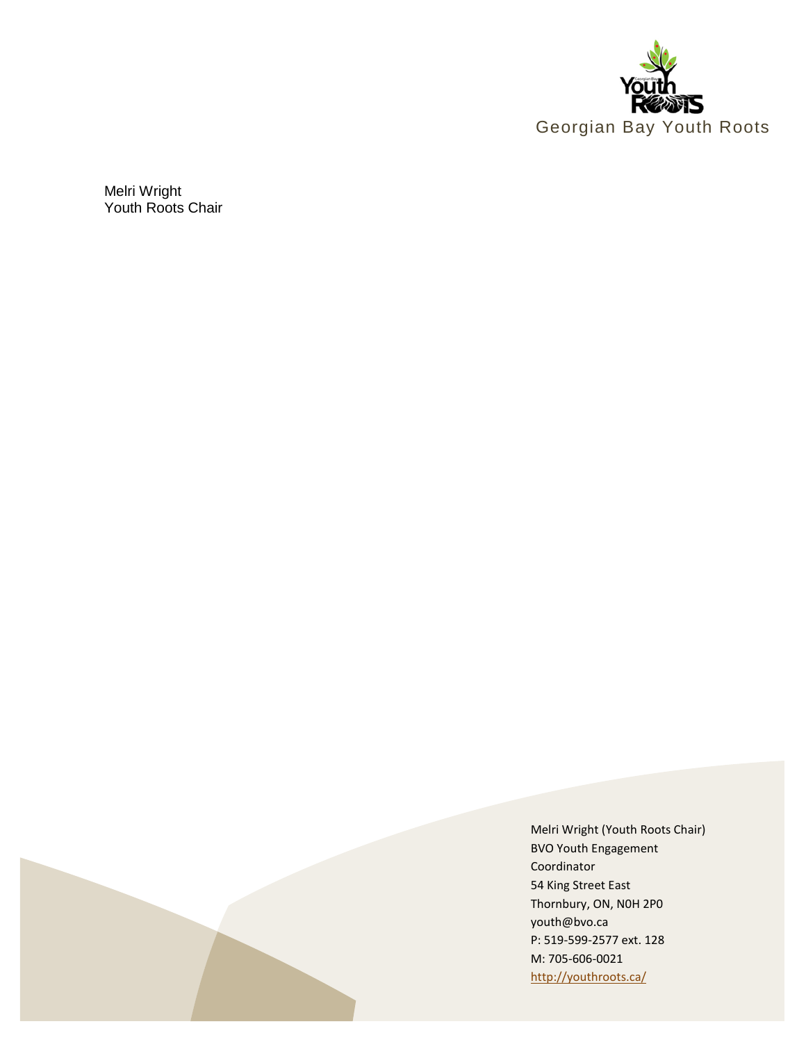Georgian Bay Youth Roots

Melri Wright
Youth Roots Chair

Melri Wright (Youth Roots Chair)
BVO Youth Engagement
Coordinator
54 King Street East
Thornbury, ON, N0H 2P0
youth@bvo.ca
P: 519-599-2577 ext. 128
M: 705-606-0021
http://youthroots.ca/